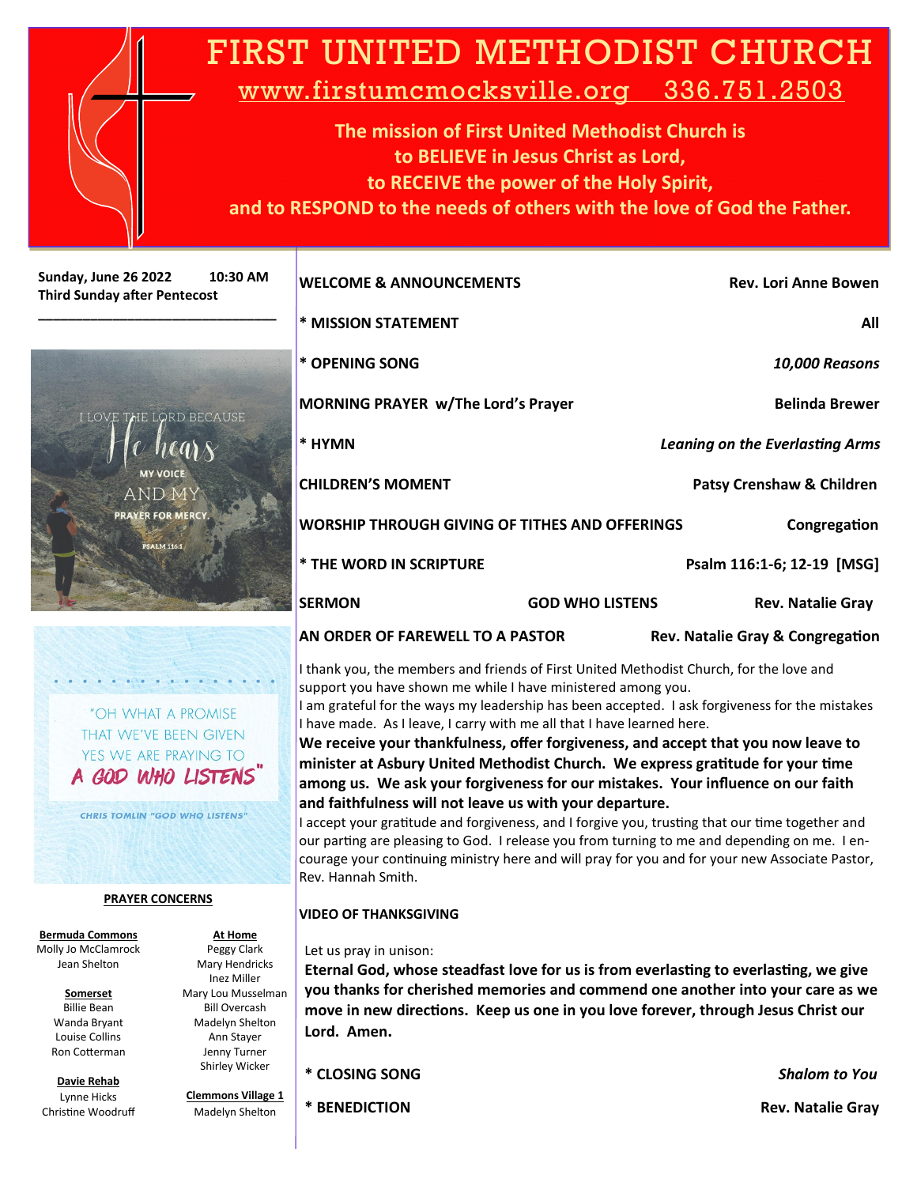# FIRST UNITED METHODIST CHURCH

www.firstumcmocksville.org 336.751.2503

**The mission of First United Methodist Church is to BELIEVE in Jesus Christ as Lord, to RECEIVE the power of the Holy Spirit, and to RESPOND to the needs of others with the love of God the Father.**

**Sunday, June 26 2022 10:30 AM**
**Third Sunday after Pentecost**

I LOVE THE LORD BECAUSE He hears MY VOICE AND MY PRAYER FOR MERCY. PSALM 116:1

"OH WHAT A PROMISE THAT WE'VE BEEN GIVEN YES WE ARE PRAYING TO A GOD WHO LISTENS"
CHRIS TOMLIN "GOD WHO LISTENS"

**WELCOME & ANNOUNCEMENTS** — **Rev. Lori Anne Bowen**

**\* MISSION STATEMENT** — **All**

**\* OPENING SONG** — ***10,000 Reasons***

**MORNING PRAYER w/The Lord's Prayer** — **Belinda Brewer**

**\* HYMN** — ***Leaning on the Everlasting Arms***

**CHILDREN'S MOMENT** — **Patsy Crenshaw & Children**

**WORSHIP THROUGH GIVING OF TITHES AND OFFERINGS** — **Congregation**

**\* THE WORD IN SCRIPTURE** — **Psalm 116:1-6; 12-19 [MSG]**

**SERMON** — **GOD WHO LISTENS** — **Rev. Natalie Gray**

**AN ORDER OF FAREWELL TO A PASTOR** — **Rev. Natalie Gray & Congregation**

I thank you, the members and friends of First United Methodist Church, for the love and support you have shown me while I have ministered among you.
I am grateful for the ways my leadership has been accepted. I ask forgiveness for the mistakes I have made. As I leave, I carry with me all that I have learned here.

**We receive your thankfulness, offer forgiveness, and accept that you now leave to minister at Asbury United Methodist Church. We express gratitude for your time among us. We ask your forgiveness for our mistakes. Your influence on our faith and faithfulness will not leave us with your departure.**

I accept your gratitude and forgiveness, and I forgive you, trusting that our time together and our parting are pleasing to God. I release you from turning to me and depending on me. I encourage your continuing ministry here and will pray for you and for your new Associate Pastor, Rev. Hannah Smith.

**VIDEO OF THANKSGIVING**

Let us pray in unison:
**Eternal God, whose steadfast love for us is from everlasting to everlasting, we give you thanks for cherished memories and commend one another into your care as we move in new directions. Keep us one in you love forever, through Jesus Christ our Lord. Amen.**

**\* CLOSING SONG** — ***Shalom to You***

**\* BENEDICTION** — **Rev. Natalie Gray**

## PRAYER CONCERNS

**Bermuda Commons**
Molly Jo McClamrock
Jean Shelton

**Somerset**
Billie Bean
Wanda Bryant
Louise Collins
Ron Cotterman

**Davie Rehab**
Lynne Hicks
Christine Woodruff

**At Home**
Peggy Clark
Mary Hendricks
Inez Miller
Mary Lou Musselman
Bill Overcash
Madelyn Shelton
Ann Stayer
Jenny Turner
Shirley Wicker

**Clemmons Village 1**
Madelyn Shelton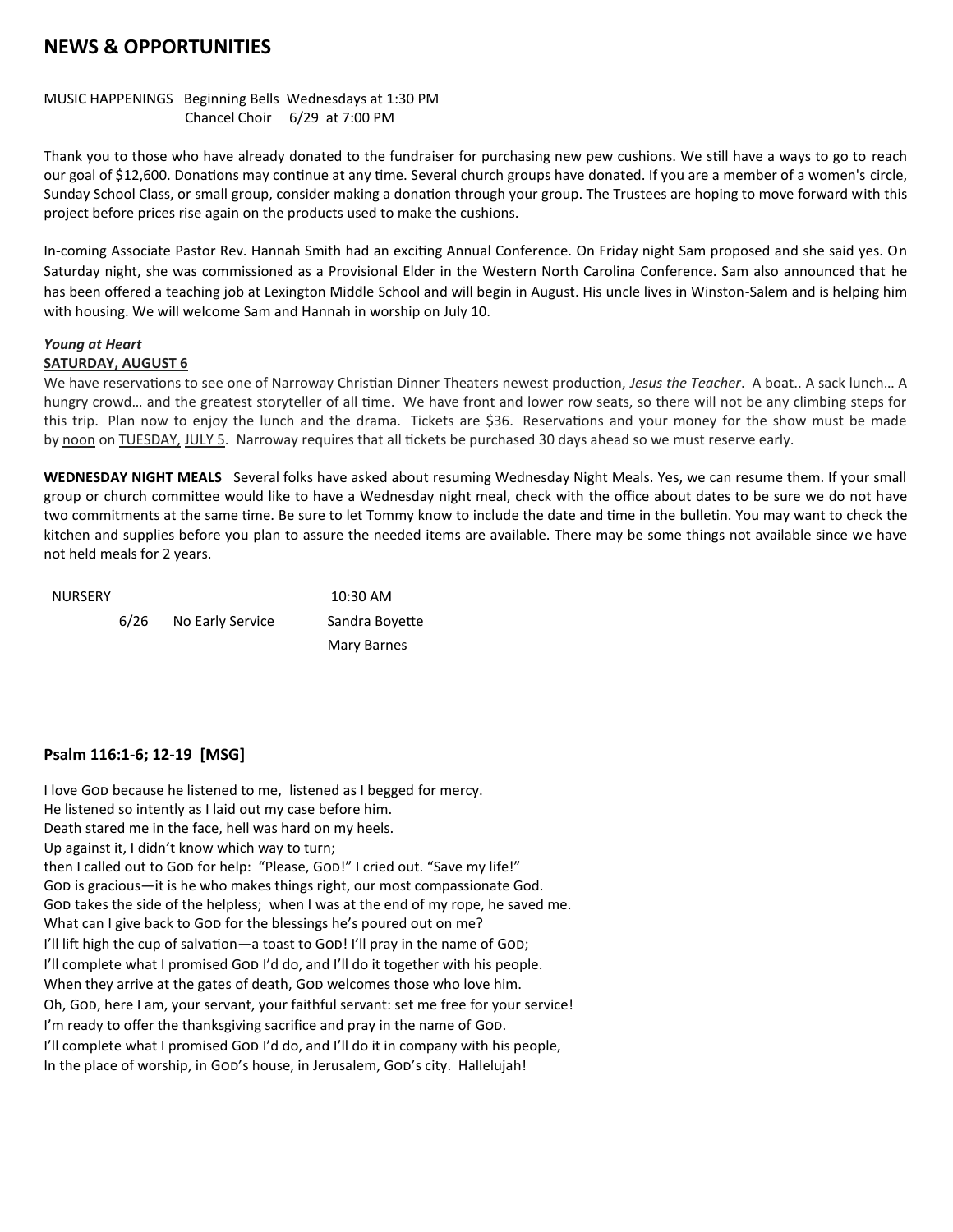# NEWS & OPPORTUNITIES

MUSIC HAPPENINGS Beginning Bells Wednesdays at 1:30 PM
Chancel Choir 6/29 at 7:00 PM

Thank you to those who have already donated to the fundraiser for purchasing new pew cushions. We still have a ways to go to reach our goal of $12,600. Donations may continue at any time. Several church groups have donated. If you are a member of a women's circle, Sunday School Class, or small group, consider making a donation through your group. The Trustees are hoping to move forward with this project before prices rise again on the products used to make the cushions.

In-coming Associate Pastor Rev. Hannah Smith had an exciting Annual Conference. On Friday night Sam proposed and she said yes. On Saturday night, she was commissioned as a Provisional Elder in the Western North Carolina Conference. Sam also announced that he has been offered a teaching job at Lexington Middle School and will begin in August. His uncle lives in Winston-Salem and is helping him with housing. We will welcome Sam and Hannah in worship on July 10.

***Young at Heart***
**SATURDAY, AUGUST 6**
We have reservations to see one of Narroway Christian Dinner Theaters newest production, *Jesus the Teacher*. A boat.. A sack lunch… A hungry crowd… and the greatest storyteller of all time. We have front and lower row seats, so there will not be any climbing steps for this trip. Plan now to enjoy the lunch and the drama. Tickets are $36. Reservations and your money for the show must be made by noon on TUESDAY, JULY 5. Narroway requires that all tickets be purchased 30 days ahead so we must reserve early.

**WEDNESDAY NIGHT MEALS** Several folks have asked about resuming Wednesday Night Meals. Yes, we can resume them. If your small group or church committee would like to have a Wednesday night meal, check with the office about dates to be sure we do not have two commitments at the same time. Be sure to let Tommy know to include the date and time in the bulletin. You may want to check the kitchen and supplies before you plan to assure the needed items are available. There may be some things not available since we have not held meals for 2 years.

| NURSERY | | | 10:30 AM |
|---|---|---|---|
| | 6/26 | No Early Service | Sandra Boyette |
| | | | Mary Barnes |

## Psalm 116:1-6; 12-19 [MSG]

I love God because he listened to me, listened as I begged for mercy.
He listened so intently as I laid out my case before him.
Death stared me in the face, hell was hard on my heels.
Up against it, I didn't know which way to turn;
then I called out to God for help: "Please, God!" I cried out. "Save my life!"
God is gracious—it is he who makes things right, our most compassionate God.
God takes the side of the helpless; when I was at the end of my rope, he saved me.
What can I give back to God for the blessings he's poured out on me?
I'll lift high the cup of salvation—a toast to God! I'll pray in the name of God;
I'll complete what I promised God I'd do, and I'll do it together with his people.
When they arrive at the gates of death, God welcomes those who love him.
Oh, God, here I am, your servant, your faithful servant: set me free for your service!
I'm ready to offer the thanksgiving sacrifice and pray in the name of God.
I'll complete what I promised God I'd do, and I'll do it in company with his people,
In the place of worship, in God's house, in Jerusalem, God's city. Hallelujah!